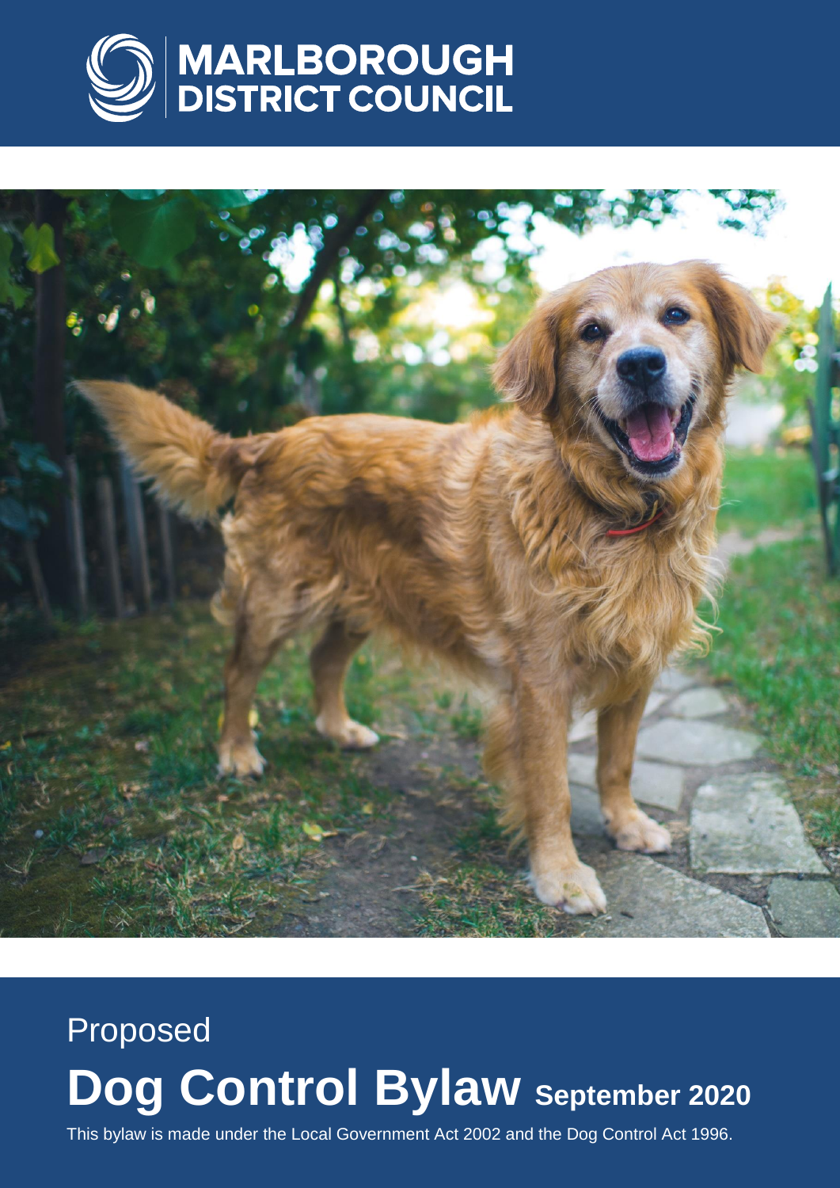MARLBOROUGH DISTRICT COUNCIL

Proposed

# Dog Control Bylaw September 2020

This bylaw is made under the Local Government Act 2002 and the Dog Control Act 1996.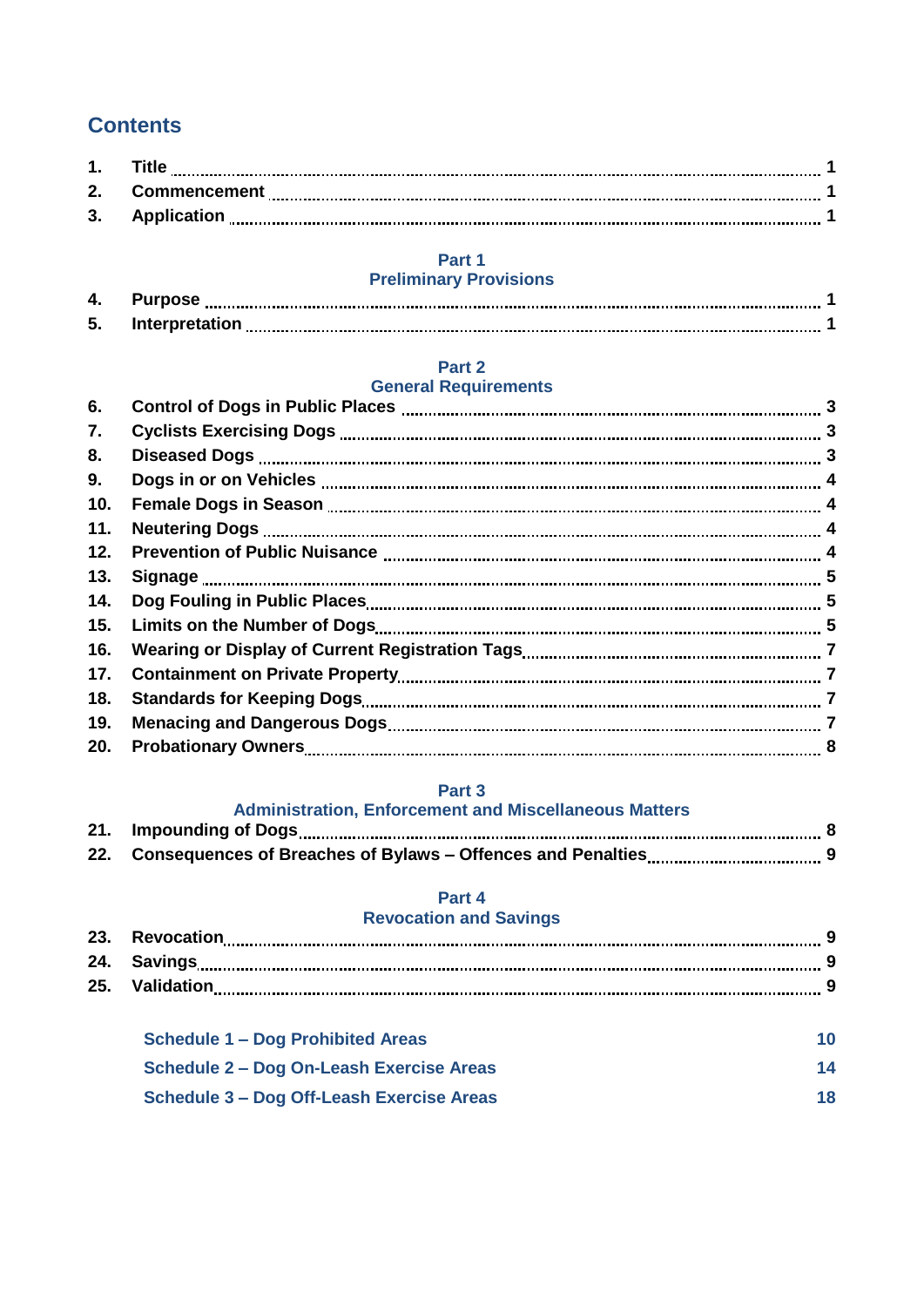## Contents

| | | |
|---|---|---|
| 1. | Title | 1 |
| 2. | Commencement | 1 |
| 3. | Application | 1 |

**Part 1**
**Preliminary Provisions**

| | | |
|---|---|---|
| 4. | Purpose | 1 |
| 5. | Interpretation | 1 |

**Part 2**
**General Requirements**

| | | |
|---|---|---|
| 6. | Control of Dogs in Public Places | 3 |
| 7. | Cyclists Exercising Dogs | 3 |
| 8. | Diseased Dogs | 3 |
| 9. | Dogs in or on Vehicles | 4 |
| 10. | Female Dogs in Season | 4 |
| 11. | Neutering Dogs | 4 |
| 12. | Prevention of Public Nuisance | 4 |
| 13. | Signage | 5 |
| 14. | Dog Fouling in Public Places | 5 |
| 15. | Limits on the Number of Dogs | 5 |
| 16. | Wearing or Display of Current Registration Tags | 7 |
| 17. | Containment on Private Property | 7 |
| 18. | Standards for Keeping Dogs | 7 |
| 19. | Menacing and Dangerous Dogs | 7 |
| 20. | Probationary Owners | 8 |

**Part 3**
**Administration, Enforcement and Miscellaneous Matters**

| | | |
|---|---|---|
| 21. | Impounding of Dogs | 8 |
| 22. | Consequences of Breaches of Bylaws – Offences and Penalties | 9 |

**Part 4**
**Revocation and Savings**

| | | |
|---|---|---|
| 23. | Revocation | 9 |
| 24. | Savings | 9 |
| 25. | Validation | 9 |

| | |
|---|---|
| Schedule 1 – Dog Prohibited Areas | 10 |
| Schedule 2 – Dog On-Leash Exercise Areas | 14 |
| Schedule 3 – Dog Off-Leash Exercise Areas | 18 |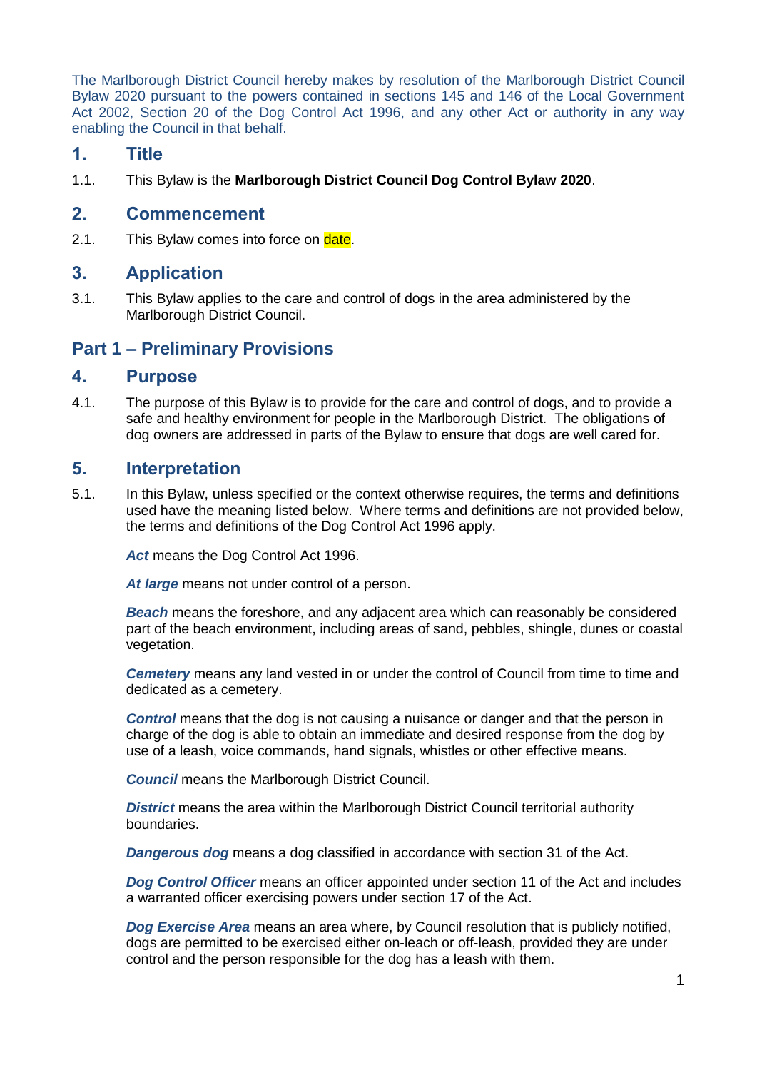The Marlborough District Council hereby makes by resolution of the Marlborough District Council Bylaw 2020 pursuant to the powers contained in sections 145 and 146 of the Local Government Act 2002, Section 20 of the Dog Control Act 1996, and any other Act or authority in any way enabling the Council in that behalf.

## 1. Title

1.1. This Bylaw is the **Marlborough District Council Dog Control Bylaw 2020**.

## 2. Commencement

2.1. This Bylaw comes into force on date.

## 3. Application

3.1. This Bylaw applies to the care and control of dogs in the area administered by the Marlborough District Council.

# Part 1 – Preliminary Provisions

## 4. Purpose

4.1. The purpose of this Bylaw is to provide for the care and control of dogs, and to provide a safe and healthy environment for people in the Marlborough District. The obligations of dog owners are addressed in parts of the Bylaw to ensure that dogs are well cared for.

## 5. Interpretation

5.1. In this Bylaw, unless specified or the context otherwise requires, the terms and definitions used have the meaning listed below. Where terms and definitions are not provided below, the terms and definitions of the Dog Control Act 1996 apply.

***Act*** means the Dog Control Act 1996.

***At large*** means not under control of a person.

***Beach*** means the foreshore, and any adjacent area which can reasonably be considered part of the beach environment, including areas of sand, pebbles, shingle, dunes or coastal vegetation.

***Cemetery*** means any land vested in or under the control of Council from time to time and dedicated as a cemetery.

***Control*** means that the dog is not causing a nuisance or danger and that the person in charge of the dog is able to obtain an immediate and desired response from the dog by use of a leash, voice commands, hand signals, whistles or other effective means.

***Council*** means the Marlborough District Council.

***District*** means the area within the Marlborough District Council territorial authority boundaries.

***Dangerous dog*** means a dog classified in accordance with section 31 of the Act.

***Dog Control Officer*** means an officer appointed under section 11 of the Act and includes a warranted officer exercising powers under section 17 of the Act.

***Dog Exercise Area*** means an area where, by Council resolution that is publicly notified, dogs are permitted to be exercised either on-leach or off-leash, provided they are under control and the person responsible for the dog has a leash with them.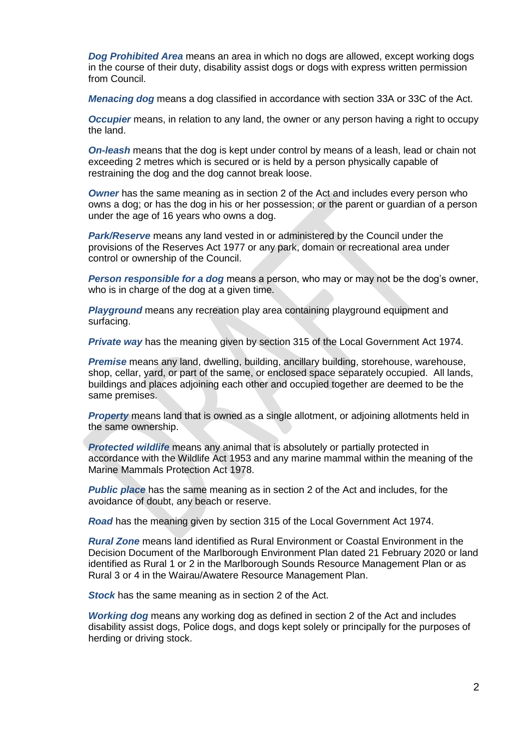***Dog Prohibited Area*** means an area in which no dogs are allowed, except working dogs in the course of their duty, disability assist dogs or dogs with express written permission from Council.

***Menacing dog*** means a dog classified in accordance with section 33A or 33C of the Act.

***Occupier*** means, in relation to any land, the owner or any person having a right to occupy the land.

***On-leash*** means that the dog is kept under control by means of a leash, lead or chain not exceeding 2 metres which is secured or is held by a person physically capable of restraining the dog and the dog cannot break loose.

***Owner*** has the same meaning as in section 2 of the Act and includes every person who owns a dog; or has the dog in his or her possession; or the parent or guardian of a person under the age of 16 years who owns a dog.

***Park/Reserve*** means any land vested in or administered by the Council under the provisions of the Reserves Act 1977 or any park, domain or recreational area under control or ownership of the Council.

***Person responsible for a dog*** means a person, who may or may not be the dog's owner, who is in charge of the dog at a given time.

***Playground*** means any recreation play area containing playground equipment and surfacing.

***Private way*** has the meaning given by section 315 of the Local Government Act 1974.

***Premise*** means any land, dwelling, building, ancillary building, storehouse, warehouse, shop, cellar, yard, or part of the same, or enclosed space separately occupied. All lands, buildings and places adjoining each other and occupied together are deemed to be the same premises.

***Property*** means land that is owned as a single allotment, or adjoining allotments held in the same ownership.

***Protected wildlife*** means any animal that is absolutely or partially protected in accordance with the Wildlife Act 1953 and any marine mammal within the meaning of the Marine Mammals Protection Act 1978.

***Public place*** has the same meaning as in section 2 of the Act and includes, for the avoidance of doubt, any beach or reserve.

***Road*** has the meaning given by section 315 of the Local Government Act 1974.

***Rural Zone*** means land identified as Rural Environment or Coastal Environment in the Decision Document of the Marlborough Environment Plan dated 21 February 2020 or land identified as Rural 1 or 2 in the Marlborough Sounds Resource Management Plan or as Rural 3 or 4 in the Wairau/Awatere Resource Management Plan.

***Stock*** has the same meaning as in section 2 of the Act.

***Working dog*** means any working dog as defined in section 2 of the Act and includes disability assist dogs, Police dogs, and dogs kept solely or principally for the purposes of herding or driving stock.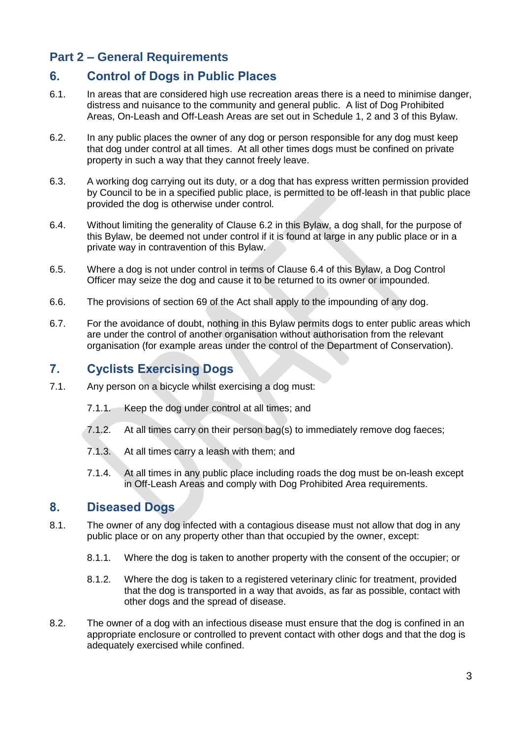# Part 2 – General Requirements

## 6. Control of Dogs in Public Places

6.1. In areas that are considered high use recreation areas there is a need to minimise danger, distress and nuisance to the community and general public. A list of Dog Prohibited Areas, On-Leash and Off-Leash Areas are set out in Schedule 1, 2 and 3 of this Bylaw.

6.2. In any public places the owner of any dog or person responsible for any dog must keep that dog under control at all times. At all other times dogs must be confined on private property in such a way that they cannot freely leave.

6.3. A working dog carrying out its duty, or a dog that has express written permission provided by Council to be in a specified public place, is permitted to be off-leash in that public place provided the dog is otherwise under control.

6.4. Without limiting the generality of Clause 6.2 in this Bylaw, a dog shall, for the purpose of this Bylaw, be deemed not under control if it is found at large in any public place or in a private way in contravention of this Bylaw.

6.5. Where a dog is not under control in terms of Clause 6.4 of this Bylaw, a Dog Control Officer may seize the dog and cause it to be returned to its owner or impounded.

6.6. The provisions of section 69 of the Act shall apply to the impounding of any dog.

6.7. For the avoidance of doubt, nothing in this Bylaw permits dogs to enter public areas which are under the control of another organisation without authorisation from the relevant organisation (for example areas under the control of the Department of Conservation).

## 7. Cyclists Exercising Dogs

7.1. Any person on a bicycle whilst exercising a dog must:

- 7.1.1. Keep the dog under control at all times; and
- 7.1.2. At all times carry on their person bag(s) to immediately remove dog faeces;
- 7.1.3. At all times carry a leash with them; and
- 7.1.4. At all times in any public place including roads the dog must be on-leash except in Off-Leash Areas and comply with Dog Prohibited Area requirements.

## 8. Diseased Dogs

8.1. The owner of any dog infected with a contagious disease must not allow that dog in any public place or on any property other than that occupied by the owner, except:

- 8.1.1. Where the dog is taken to another property with the consent of the occupier; or
- 8.1.2. Where the dog is taken to a registered veterinary clinic for treatment, provided that the dog is transported in a way that avoids, as far as possible, contact with other dogs and the spread of disease.

8.2. The owner of a dog with an infectious disease must ensure that the dog is confined in an appropriate enclosure or controlled to prevent contact with other dogs and that the dog is adequately exercised while confined.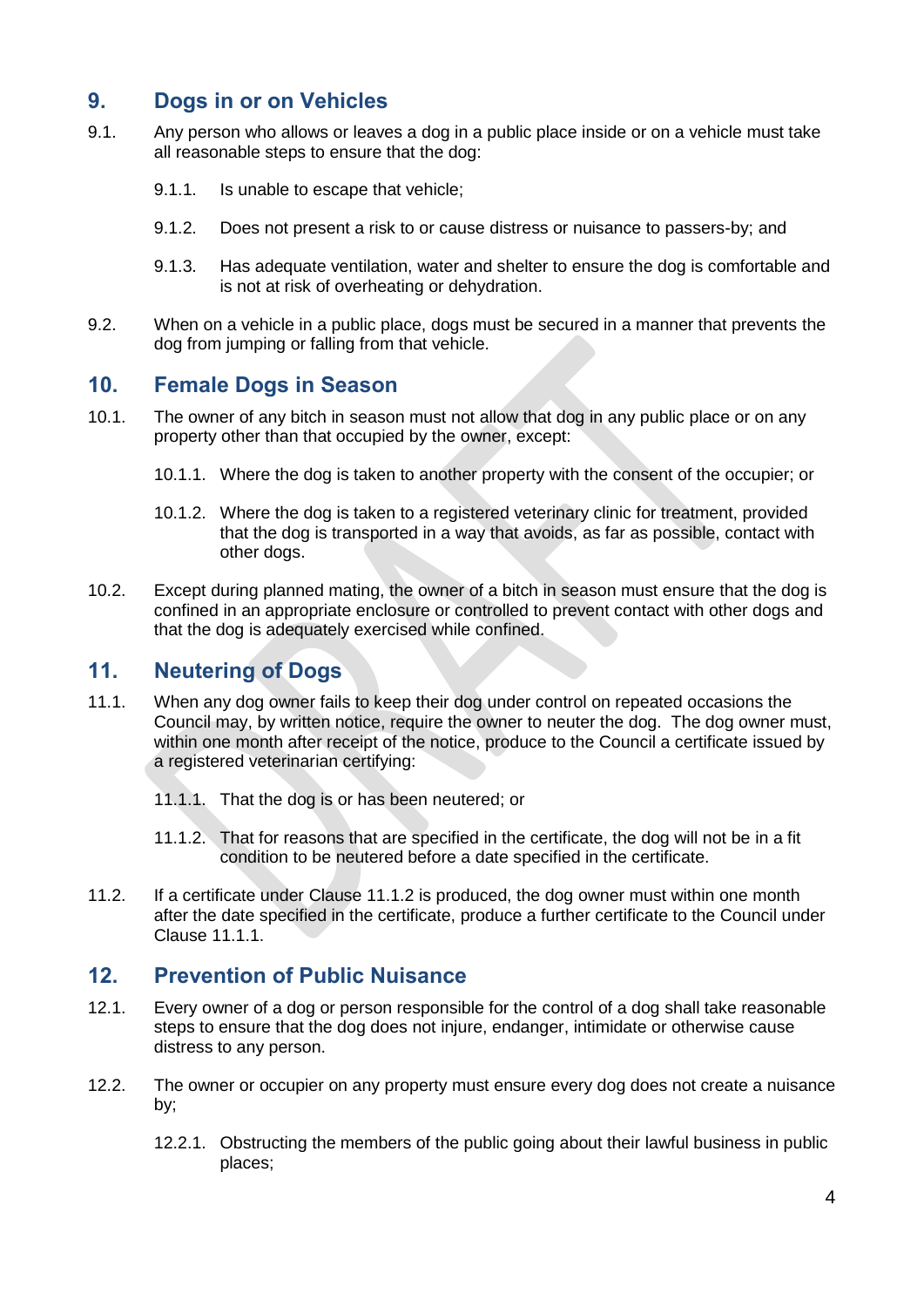## 9. Dogs in or on Vehicles

9.1. Any person who allows or leaves a dog in a public place inside or on a vehicle must take all reasonable steps to ensure that the dog:

9.1.1. Is unable to escape that vehicle;

9.1.2. Does not present a risk to or cause distress or nuisance to passers-by; and

9.1.3. Has adequate ventilation, water and shelter to ensure the dog is comfortable and is not at risk of overheating or dehydration.

9.2. When on a vehicle in a public place, dogs must be secured in a manner that prevents the dog from jumping or falling from that vehicle.

## 10. Female Dogs in Season

10.1. The owner of any bitch in season must not allow that dog in any public place or on any property other than that occupied by the owner, except:

10.1.1. Where the dog is taken to another property with the consent of the occupier; or

10.1.2. Where the dog is taken to a registered veterinary clinic for treatment, provided that the dog is transported in a way that avoids, as far as possible, contact with other dogs.

10.2. Except during planned mating, the owner of a bitch in season must ensure that the dog is confined in an appropriate enclosure or controlled to prevent contact with other dogs and that the dog is adequately exercised while confined.

## 11. Neutering of Dogs

11.1. When any dog owner fails to keep their dog under control on repeated occasions the Council may, by written notice, require the owner to neuter the dog. The dog owner must, within one month after receipt of the notice, produce to the Council a certificate issued by a registered veterinarian certifying:

11.1.1. That the dog is or has been neutered; or

11.1.2. That for reasons that are specified in the certificate, the dog will not be in a fit condition to be neutered before a date specified in the certificate.

11.2. If a certificate under Clause 11.1.2 is produced, the dog owner must within one month after the date specified in the certificate, produce a further certificate to the Council under Clause 11.1.1.

## 12. Prevention of Public Nuisance

12.1. Every owner of a dog or person responsible for the control of a dog shall take reasonable steps to ensure that the dog does not injure, endanger, intimidate or otherwise cause distress to any person.

12.2. The owner or occupier on any property must ensure every dog does not create a nuisance by;

12.2.1. Obstructing the members of the public going about their lawful business in public places;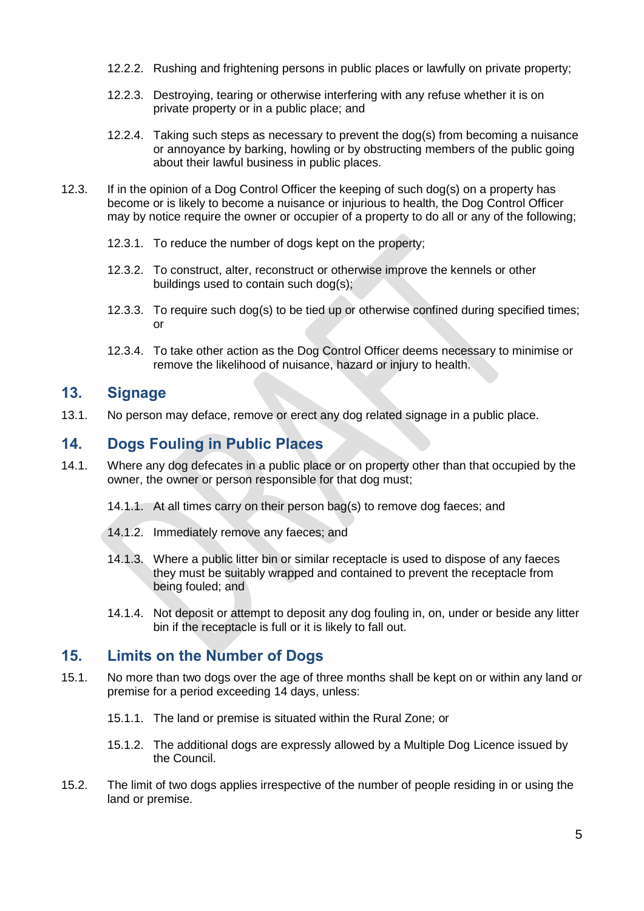12.2.2. Rushing and frightening persons in public places or lawfully on private property;

12.2.3. Destroying, tearing or otherwise interfering with any refuse whether it is on private property or in a public place; and

12.2.4. Taking such steps as necessary to prevent the dog(s) from becoming a nuisance or annoyance by barking, howling or by obstructing members of the public going about their lawful business in public places.

12.3. If in the opinion of a Dog Control Officer the keeping of such dog(s) on a property has become or is likely to become a nuisance or injurious to health, the Dog Control Officer may by notice require the owner or occupier of a property to do all or any of the following;

12.3.1. To reduce the number of dogs kept on the property;

12.3.2. To construct, alter, reconstruct or otherwise improve the kennels or other buildings used to contain such dog(s);

12.3.3. To require such dog(s) to be tied up or otherwise confined during specified times; or

12.3.4. To take other action as the Dog Control Officer deems necessary to minimise or remove the likelihood of nuisance, hazard or injury to health.

## 13. Signage

13.1. No person may deface, remove or erect any dog related signage in a public place.

## 14. Dogs Fouling in Public Places

14.1. Where any dog defecates in a public place or on property other than that occupied by the owner, the owner or person responsible for that dog must;

14.1.1. At all times carry on their person bag(s) to remove dog faeces; and

14.1.2. Immediately remove any faeces; and

14.1.3. Where a public litter bin or similar receptacle is used to dispose of any faeces they must be suitably wrapped and contained to prevent the receptacle from being fouled; and

14.1.4. Not deposit or attempt to deposit any dog fouling in, on, under or beside any litter bin if the receptacle is full or it is likely to fall out.

## 15. Limits on the Number of Dogs

15.1. No more than two dogs over the age of three months shall be kept on or within any land or premise for a period exceeding 14 days, unless:

15.1.1. The land or premise is situated within the Rural Zone; or

15.1.2. The additional dogs are expressly allowed by a Multiple Dog Licence issued by the Council.

15.2. The limit of two dogs applies irrespective of the number of people residing in or using the land or premise.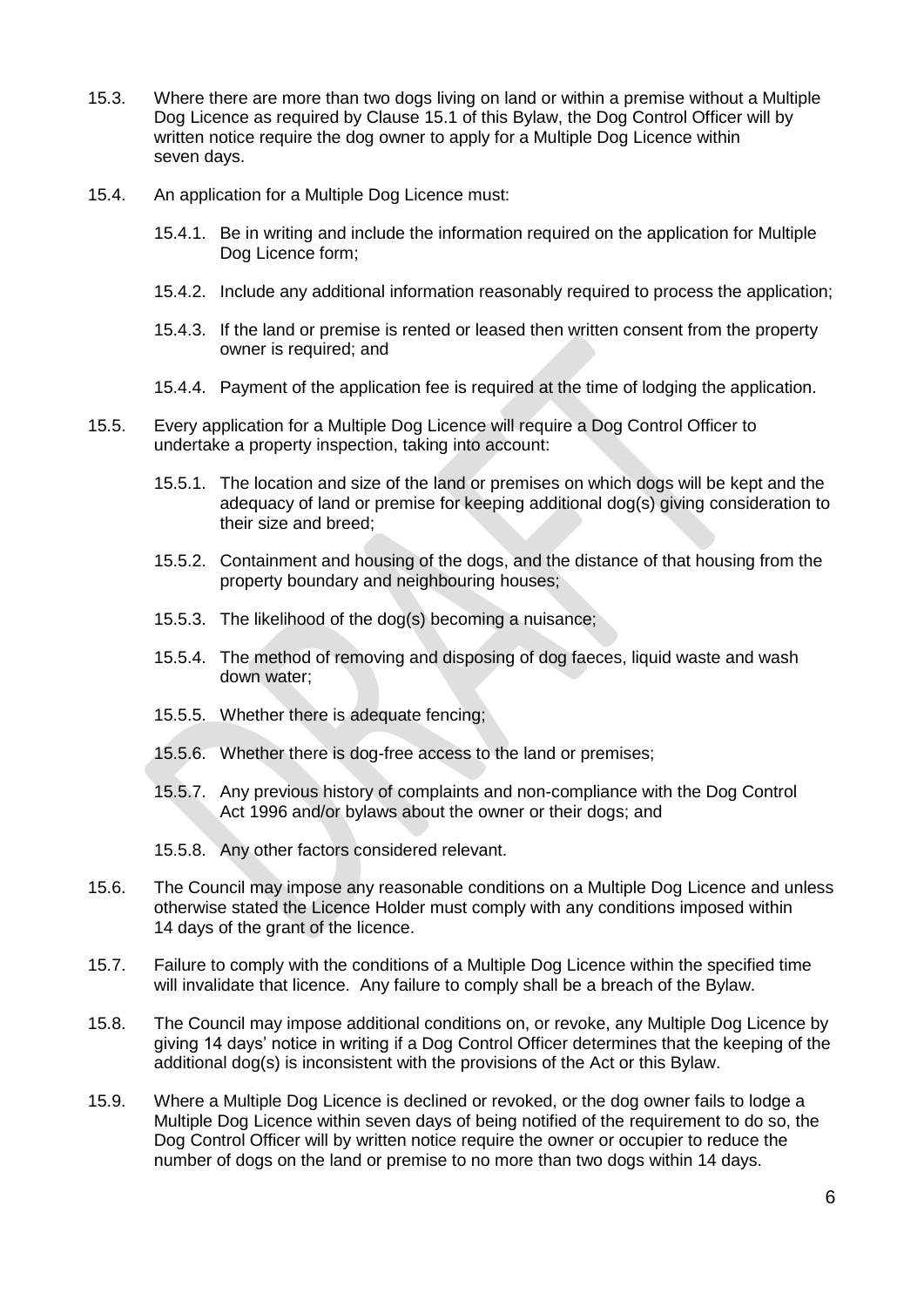15.3. Where there are more than two dogs living on land or within a premise without a Multiple Dog Licence as required by Clause 15.1 of this Bylaw, the Dog Control Officer will by written notice require the dog owner to apply for a Multiple Dog Licence within seven days.

15.4. An application for a Multiple Dog Licence must:

- 15.4.1. Be in writing and include the information required on the application for Multiple Dog Licence form;
- 15.4.2. Include any additional information reasonably required to process the application;
- 15.4.3. If the land or premise is rented or leased then written consent from the property owner is required; and
- 15.4.4. Payment of the application fee is required at the time of lodging the application.

15.5. Every application for a Multiple Dog Licence will require a Dog Control Officer to undertake a property inspection, taking into account:

- 15.5.1. The location and size of the land or premises on which dogs will be kept and the adequacy of land or premise for keeping additional dog(s) giving consideration to their size and breed;
- 15.5.2. Containment and housing of the dogs, and the distance of that housing from the property boundary and neighbouring houses;
- 15.5.3. The likelihood of the dog(s) becoming a nuisance;
- 15.5.4. The method of removing and disposing of dog faeces, liquid waste and wash down water;
- 15.5.5. Whether there is adequate fencing;
- 15.5.6. Whether there is dog-free access to the land or premises;
- 15.5.7. Any previous history of complaints and non-compliance with the Dog Control Act 1996 and/or bylaws about the owner or their dogs; and
- 15.5.8. Any other factors considered relevant.

15.6. The Council may impose any reasonable conditions on a Multiple Dog Licence and unless otherwise stated the Licence Holder must comply with any conditions imposed within 14 days of the grant of the licence.

15.7. Failure to comply with the conditions of a Multiple Dog Licence within the specified time will invalidate that licence. Any failure to comply shall be a breach of the Bylaw.

15.8. The Council may impose additional conditions on, or revoke, any Multiple Dog Licence by giving 14 days' notice in writing if a Dog Control Officer determines that the keeping of the additional dog(s) is inconsistent with the provisions of the Act or this Bylaw.

15.9. Where a Multiple Dog Licence is declined or revoked, or the dog owner fails to lodge a Multiple Dog Licence within seven days of being notified of the requirement to do so, the Dog Control Officer will by written notice require the owner or occupier to reduce the number of dogs on the land or premise to no more than two dogs within 14 days.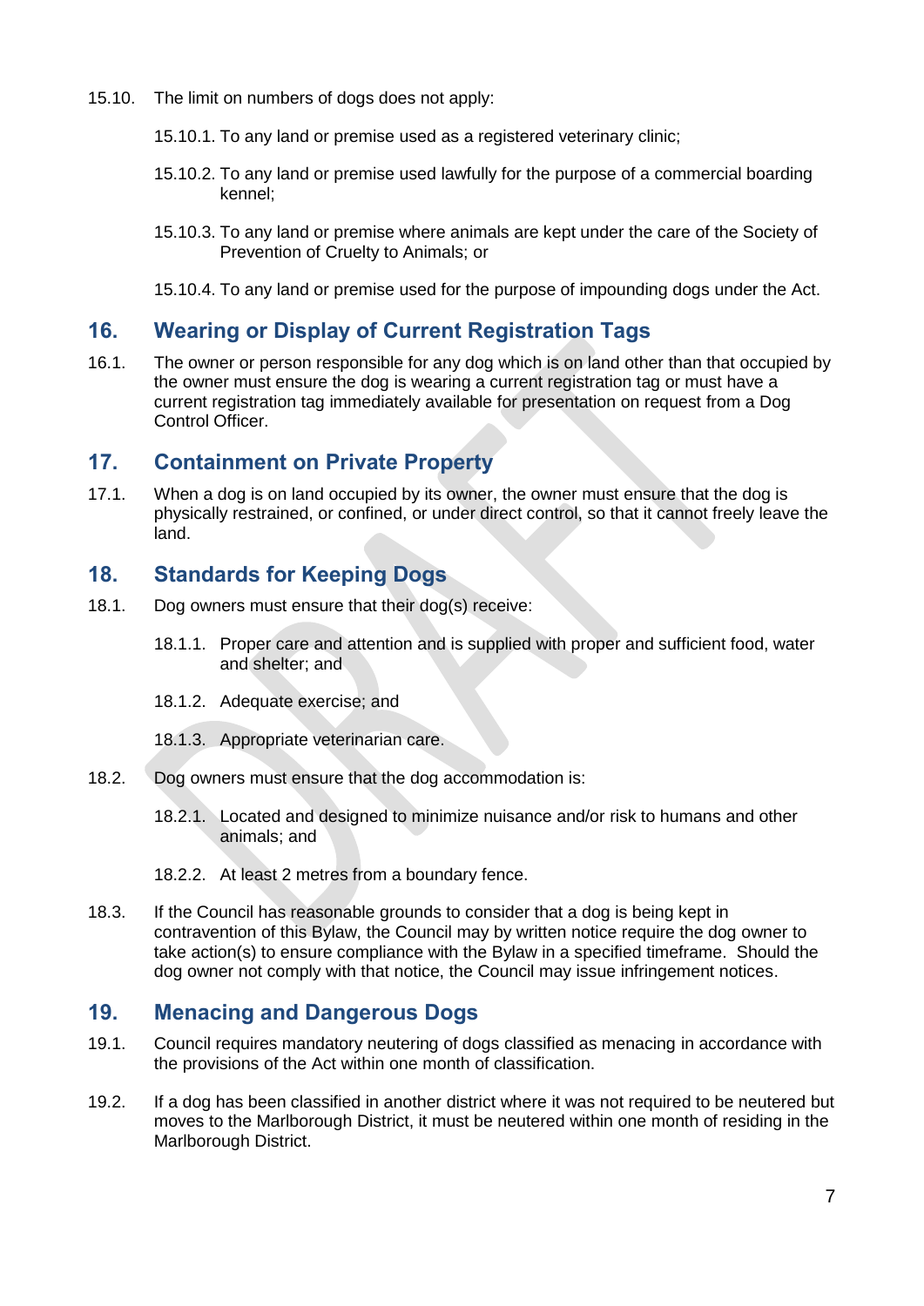15.10. The limit on numbers of dogs does not apply:

15.10.1. To any land or premise used as a registered veterinary clinic;

15.10.2. To any land or premise used lawfully for the purpose of a commercial boarding kennel;

15.10.3. To any land or premise where animals are kept under the care of the Society of Prevention of Cruelty to Animals; or

15.10.4. To any land or premise used for the purpose of impounding dogs under the Act.

## 16. Wearing or Display of Current Registration Tags

16.1. The owner or person responsible for any dog which is on land other than that occupied by the owner must ensure the dog is wearing a current registration tag or must have a current registration tag immediately available for presentation on request from a Dog Control Officer.

## 17. Containment on Private Property

17.1. When a dog is on land occupied by its owner, the owner must ensure that the dog is physically restrained, or confined, or under direct control, so that it cannot freely leave the land.

## 18. Standards for Keeping Dogs

18.1. Dog owners must ensure that their dog(s) receive:

18.1.1. Proper care and attention and is supplied with proper and sufficient food, water and shelter; and

18.1.2. Adequate exercise; and

18.1.3. Appropriate veterinarian care.

18.2. Dog owners must ensure that the dog accommodation is:

18.2.1. Located and designed to minimize nuisance and/or risk to humans and other animals; and

18.2.2. At least 2 metres from a boundary fence.

18.3. If the Council has reasonable grounds to consider that a dog is being kept in contravention of this Bylaw, the Council may by written notice require the dog owner to take action(s) to ensure compliance with the Bylaw in a specified timeframe. Should the dog owner not comply with that notice, the Council may issue infringement notices.

## 19. Menacing and Dangerous Dogs

19.1. Council requires mandatory neutering of dogs classified as menacing in accordance with the provisions of the Act within one month of classification.

19.2. If a dog has been classified in another district where it was not required to be neutered but moves to the Marlborough District, it must be neutered within one month of residing in the Marlborough District.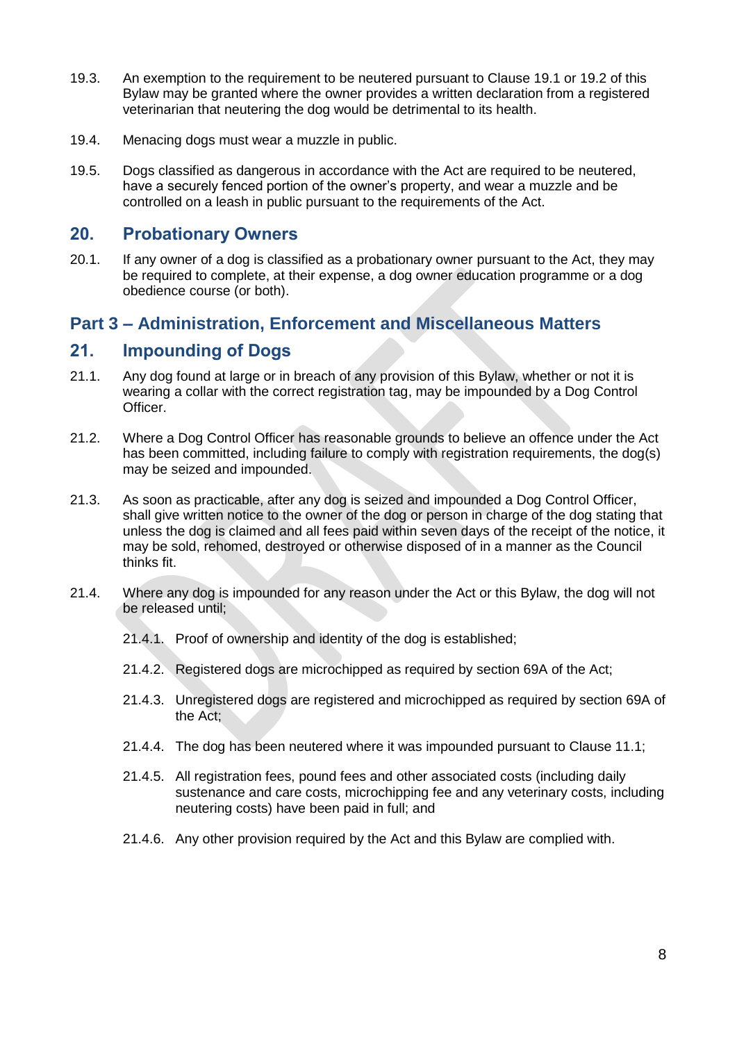19.3. An exemption to the requirement to be neutered pursuant to Clause 19.1 or 19.2 of this Bylaw may be granted where the owner provides a written declaration from a registered veterinarian that neutering the dog would be detrimental to its health.

19.4. Menacing dogs must wear a muzzle in public.

19.5. Dogs classified as dangerous in accordance with the Act are required to be neutered, have a securely fenced portion of the owner's property, and wear a muzzle and be controlled on a leash in public pursuant to the requirements of the Act.

## 20. Probationary Owners

20.1. If any owner of a dog is classified as a probationary owner pursuant to the Act, they may be required to complete, at their expense, a dog owner education programme or a dog obedience course (or both).

# Part 3 – Administration, Enforcement and Miscellaneous Matters

## 21. Impounding of Dogs

21.1. Any dog found at large or in breach of any provision of this Bylaw, whether or not it is wearing a collar with the correct registration tag, may be impounded by a Dog Control Officer.

21.2. Where a Dog Control Officer has reasonable grounds to believe an offence under the Act has been committed, including failure to comply with registration requirements, the dog(s) may be seized and impounded.

21.3. As soon as practicable, after any dog is seized and impounded a Dog Control Officer, shall give written notice to the owner of the dog or person in charge of the dog stating that unless the dog is claimed and all fees paid within seven days of the receipt of the notice, it may be sold, rehomed, destroyed or otherwise disposed of in a manner as the Council thinks fit.

21.4. Where any dog is impounded for any reason under the Act or this Bylaw, the dog will not be released until;

- 21.4.1. Proof of ownership and identity of the dog is established;
- 21.4.2. Registered dogs are microchipped as required by section 69A of the Act;
- 21.4.3. Unregistered dogs are registered and microchipped as required by section 69A of the Act;
- 21.4.4. The dog has been neutered where it was impounded pursuant to Clause 11.1;
- 21.4.5. All registration fees, pound fees and other associated costs (including daily sustenance and care costs, microchipping fee and any veterinary costs, including neutering costs) have been paid in full; and
- 21.4.6. Any other provision required by the Act and this Bylaw are complied with.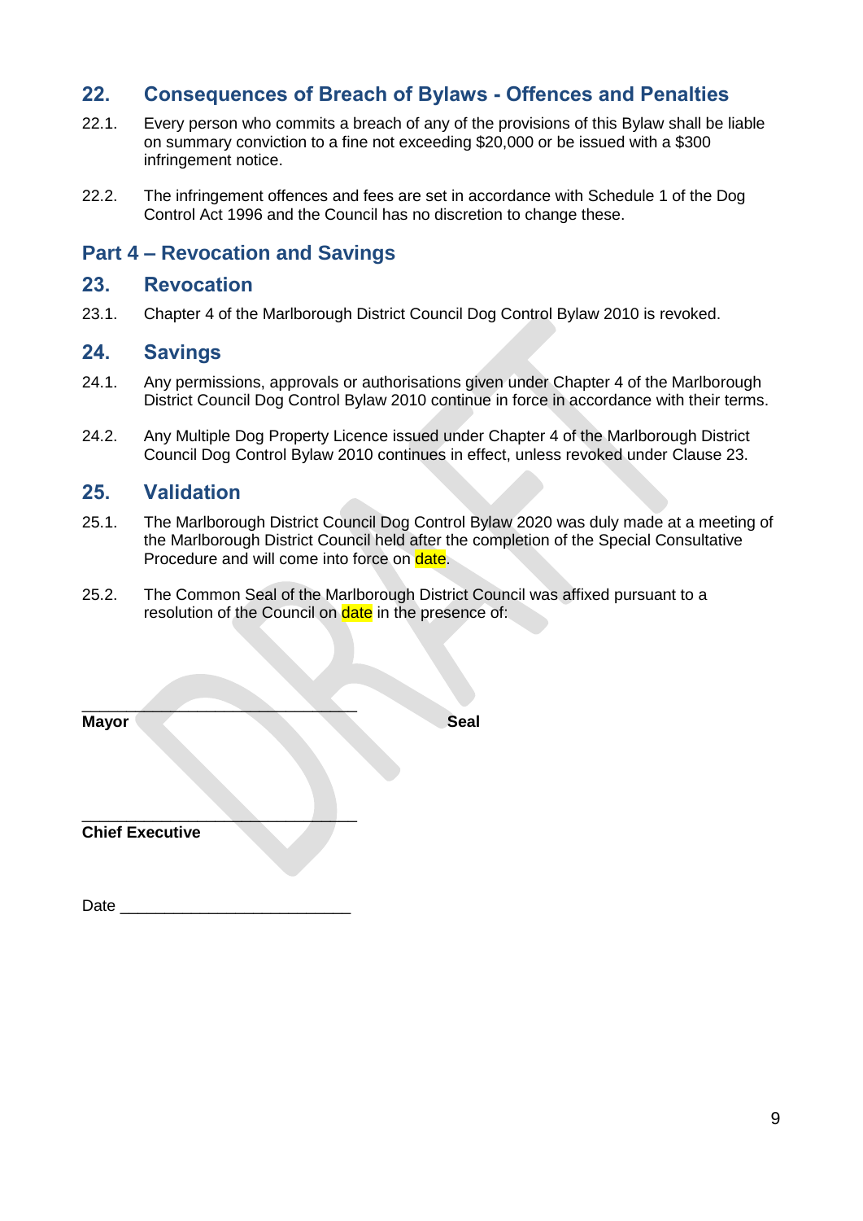## 22. Consequences of Breach of Bylaws - Offences and Penalties

22.1. Every person who commits a breach of any of the provisions of this Bylaw shall be liable on summary conviction to a fine not exceeding $20,000 or be issued with a $300 infringement notice.

22.2. The infringement offences and fees are set in accordance with Schedule 1 of the Dog Control Act 1996 and the Council has no discretion to change these.

# Part 4 – Revocation and Savings

## 23. Revocation

23.1. Chapter 4 of the Marlborough District Council Dog Control Bylaw 2010 is revoked.

## 24. Savings

24.1. Any permissions, approvals or authorisations given under Chapter 4 of the Marlborough District Council Dog Control Bylaw 2010 continue in force in accordance with their terms.

24.2. Any Multiple Dog Property Licence issued under Chapter 4 of the Marlborough District Council Dog Control Bylaw 2010 continues in effect, unless revoked under Clause 23.

## 25. Validation

25.1. The Marlborough District Council Dog Control Bylaw 2020 was duly made at a meeting of the Marlborough District Council held after the completion of the Special Consultative Procedure and will come into force on date.

25.2. The Common Seal of the Marlborough District Council was affixed pursuant to a resolution of the Council on date in the presence of:

________________________________

**Mayor** **Seal**

________________________________

**Chief Executive**

Date __________________________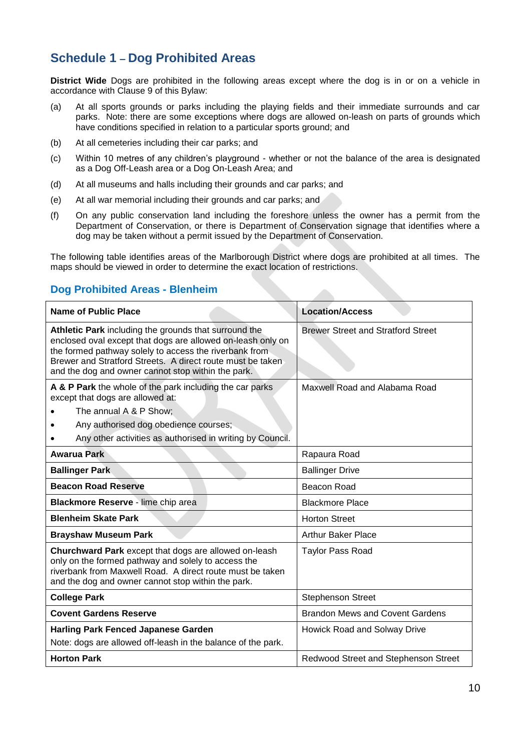## Schedule 1 – Dog Prohibited Areas

**District Wide** Dogs are prohibited in the following areas except where the dog is in or on a vehicle in accordance with Clause 9 of this Bylaw:

(a) At all sports grounds or parks including the playing fields and their immediate surrounds and car parks. Note: there are some exceptions where dogs are allowed on-leash on parts of grounds which have conditions specified in relation to a particular sports ground; and

(b) At all cemeteries including their car parks; and

(c) Within 10 metres of any children's playground - whether or not the balance of the area is designated as a Dog Off-Leash area or a Dog On-Leash Area; and

(d) At all museums and halls including their grounds and car parks; and

(e) At all war memorial including their grounds and car parks; and

(f) On any public conservation land including the foreshore unless the owner has a permit from the Department of Conservation, or there is Department of Conservation signage that identifies where a dog may be taken without a permit issued by the Department of Conservation.

The following table identifies areas of the Marlborough District where dogs are prohibited at all times. The maps should be viewed in order to determine the exact location of restrictions.

### Dog Prohibited Areas - Blenheim

| Name of Public Place | Location/Access |
|---|---|
| **Athletic Park** including the grounds that surround the enclosed oval except that dogs are allowed on-leash only on the formed pathway solely to access the riverbank from Brewer and Stratford Streets. A direct route must be taken and the dog and owner cannot stop within the park. | Brewer Street and Stratford Street |
| **A & P Park** the whole of the park including the car parks except that dogs are allowed at:<br>• The annual A & P Show;<br>• Any authorised dog obedience courses;<br>• Any other activities as authorised in writing by Council. | Maxwell Road and Alabama Road |
| **Awarua Park** | Rapaura Road |
| **Ballinger Park** | Ballinger Drive |
| **Beacon Road Reserve** | Beacon Road |
| **Blackmore Reserve** - lime chip area | Blackmore Place |
| **Blenheim Skate Park** | Horton Street |
| **Brayshaw Museum Park** | Arthur Baker Place |
| **Churchward Park** except that dogs are allowed on-leash only on the formed pathway and solely to access the riverbank from Maxwell Road. A direct route must be taken and the dog and owner cannot stop within the park. | Taylor Pass Road |
| **College Park** | Stephenson Street |
| **Covent Gardens Reserve** | Brandon Mews and Covent Gardens |
| **Harling Park Fenced Japanese Garden**<br>Note: dogs are allowed off-leash in the balance of the park. | Howick Road and Solway Drive |
| **Horton Park** | Redwood Street and Stephenson Street |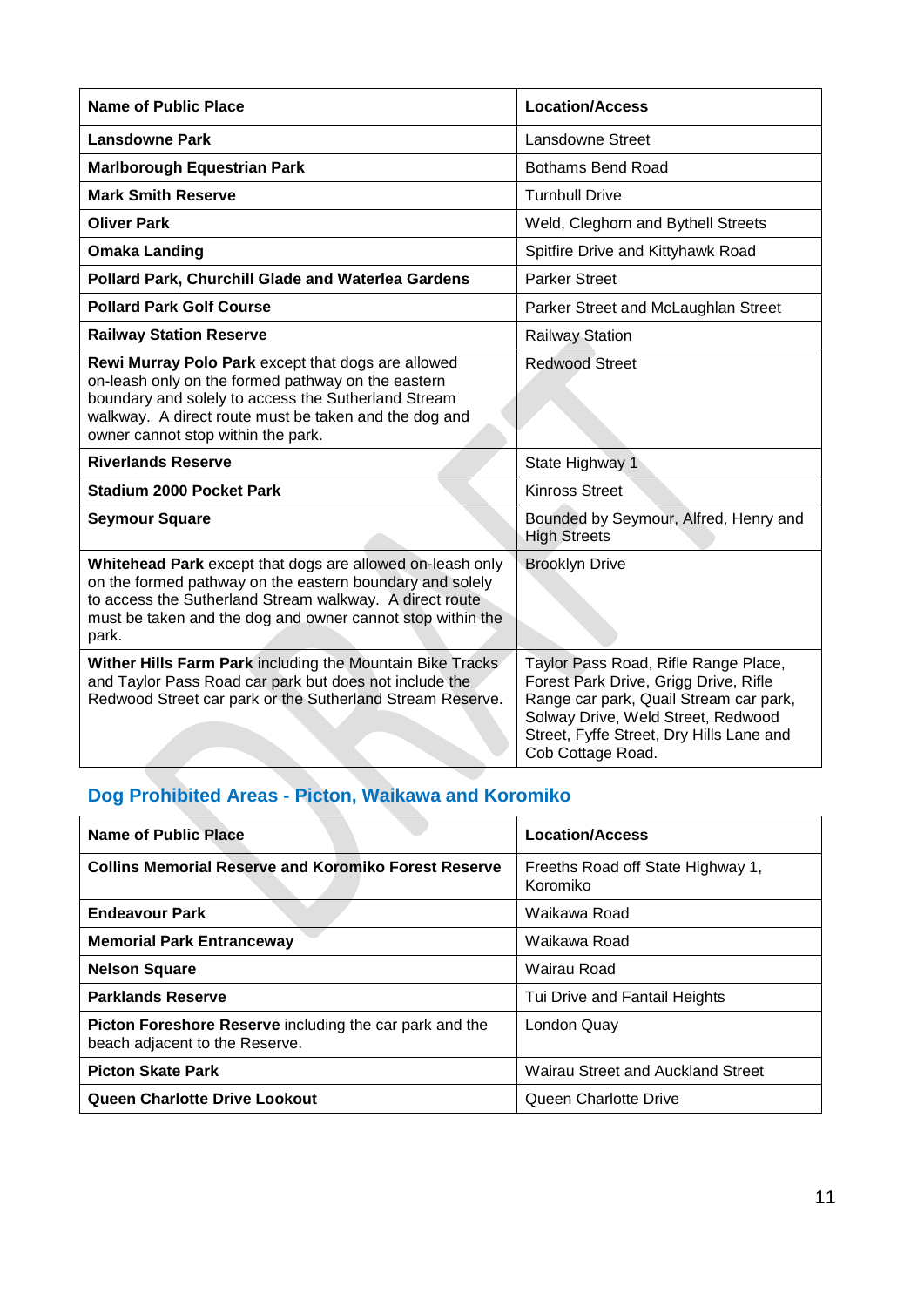| Name of Public Place | Location/Access |
| --- | --- |
| **Lansdowne Park** | Lansdowne Street |
| **Marlborough Equestrian Park** | Bothams Bend Road |
| **Mark Smith Reserve** | Turnbull Drive |
| **Oliver Park** | Weld, Cleghorn and Bythell Streets |
| **Omaka Landing** | Spitfire Drive and Kittyhawk Road |
| **Pollard Park, Churchill Glade and Waterlea Gardens** | Parker Street |
| **Pollard Park Golf Course** | Parker Street and McLaughlan Street |
| **Railway Station Reserve** | Railway Station |
| **Rewi Murray Polo Park** except that dogs are allowed on-leash only on the formed pathway on the eastern boundary and solely to access the Sutherland Stream walkway. A direct route must be taken and the dog and owner cannot stop within the park. | Redwood Street |
| **Riverlands Reserve** | State Highway 1 |
| **Stadium 2000 Pocket Park** | Kinross Street |
| **Seymour Square** | Bounded by Seymour, Alfred, Henry and High Streets |
| **Whitehead Park** except that dogs are allowed on-leash only on the formed pathway on the eastern boundary and solely to access the Sutherland Stream walkway. A direct route must be taken and the dog and owner cannot stop within the park. | Brooklyn Drive |
| **Wither Hills Farm Park** including the Mountain Bike Tracks and Taylor Pass Road car park but does not include the Redwood Street car park or the Sutherland Stream Reserve. | Taylor Pass Road, Rifle Range Place, Forest Park Drive, Grigg Drive, Rifle Range car park, Quail Stream car park, Solway Drive, Weld Street, Redwood Street, Fyffe Street, Dry Hills Lane and Cob Cottage Road. |

## Dog Prohibited Areas - Picton, Waikawa and Koromiko

| Name of Public Place | Location/Access |
| --- | --- |
| **Collins Memorial Reserve and Koromiko Forest Reserve** | Freeths Road off State Highway 1, Koromiko |
| **Endeavour Park** | Waikawa Road |
| **Memorial Park Entranceway** | Waikawa Road |
| **Nelson Square** | Wairau Road |
| **Parklands Reserve** | Tui Drive and Fantail Heights |
| **Picton Foreshore Reserve** including the car park and the beach adjacent to the Reserve. | London Quay |
| **Picton Skate Park** | Wairau Street and Auckland Street |
| **Queen Charlotte Drive Lookout** | Queen Charlotte Drive |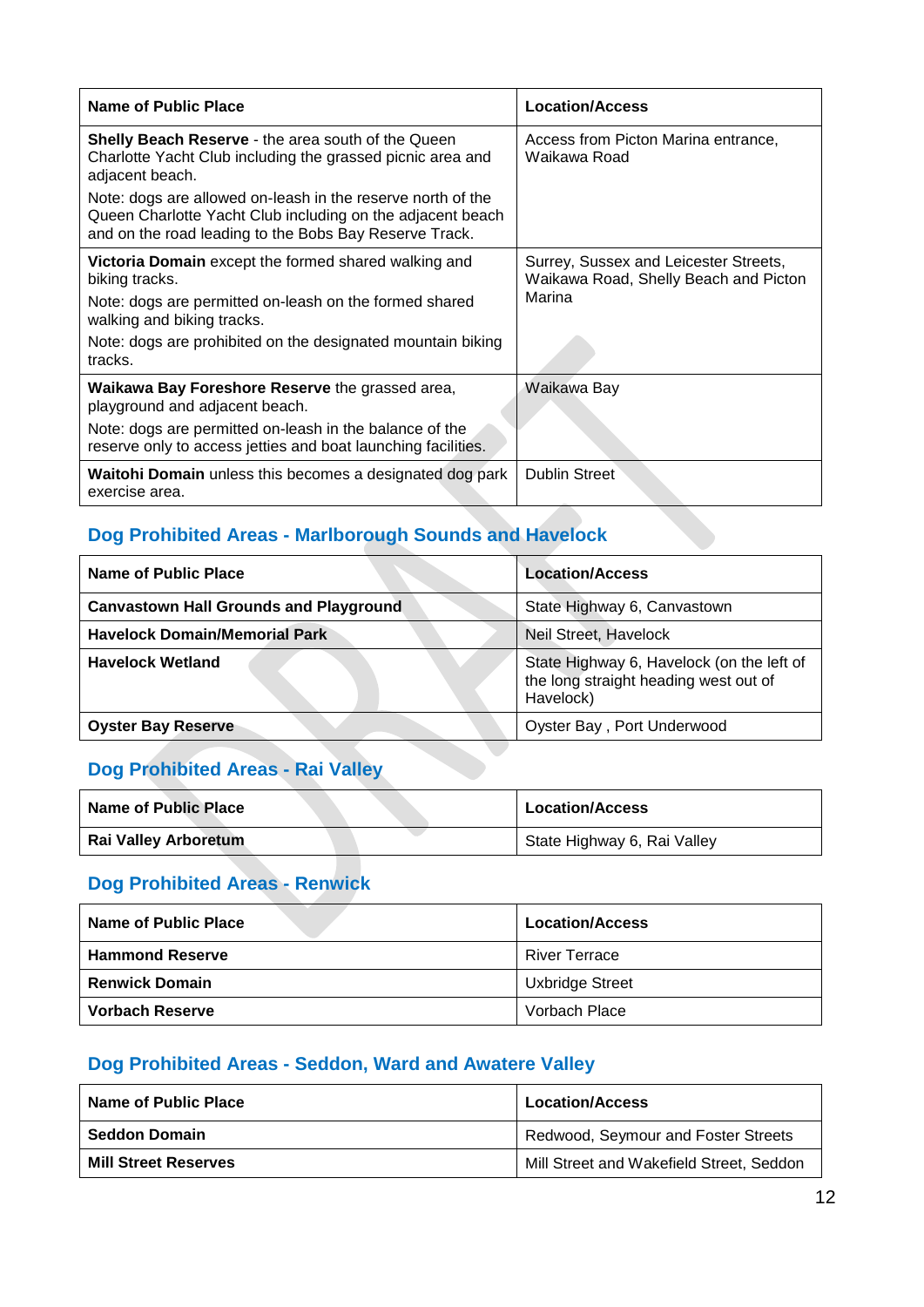| Name of Public Place | Location/Access |
|---|---|
| **Shelly Beach Reserve** - the area south of the Queen Charlotte Yacht Club including the grassed picnic area and adjacent beach.<br><br>Note: dogs are allowed on-leash in the reserve north of the Queen Charlotte Yacht Club including on the adjacent beach and on the road leading to the Bobs Bay Reserve Track. | Access from Picton Marina entrance, Waikawa Road |
| **Victoria Domain** except the formed shared walking and biking tracks.<br><br>Note: dogs are permitted on-leash on the formed shared walking and biking tracks.<br><br>Note: dogs are prohibited on the designated mountain biking tracks. | Surrey, Sussex and Leicester Streets, Waikawa Road, Shelly Beach and Picton Marina |
| **Waikawa Bay Foreshore Reserve** the grassed area, playground and adjacent beach.<br><br>Note: dogs are permitted on-leash in the balance of the reserve only to access jetties and boat launching facilities. | Waikawa Bay |
| **Waitohi Domain** unless this becomes a designated dog park exercise area. | Dublin Street |

## Dog Prohibited Areas - Marlborough Sounds and Havelock

| Name of Public Place | Location/Access |
|---|---|
| **Canvastown Hall Grounds and Playground** | State Highway 6, Canvastown |
| **Havelock Domain/Memorial Park** | Neil Street, Havelock |
| **Havelock Wetland** | State Highway 6, Havelock (on the left of the long straight heading west out of Havelock) |
| **Oyster Bay Reserve** | Oyster Bay , Port Underwood |

## Dog Prohibited Areas - Rai Valley

| Name of Public Place | Location/Access |
|---|---|
| **Rai Valley Arboretum** | State Highway 6, Rai Valley |

## Dog Prohibited Areas - Renwick

| Name of Public Place | Location/Access |
|---|---|
| **Hammond Reserve** | River Terrace |
| **Renwick Domain** | Uxbridge Street |
| **Vorbach Reserve** | Vorbach Place |

## Dog Prohibited Areas - Seddon, Ward and Awatere Valley

| Name of Public Place | Location/Access |
|---|---|
| **Seddon Domain** | Redwood, Seymour and Foster Streets |
| **Mill Street Reserves** | Mill Street and Wakefield Street, Seddon |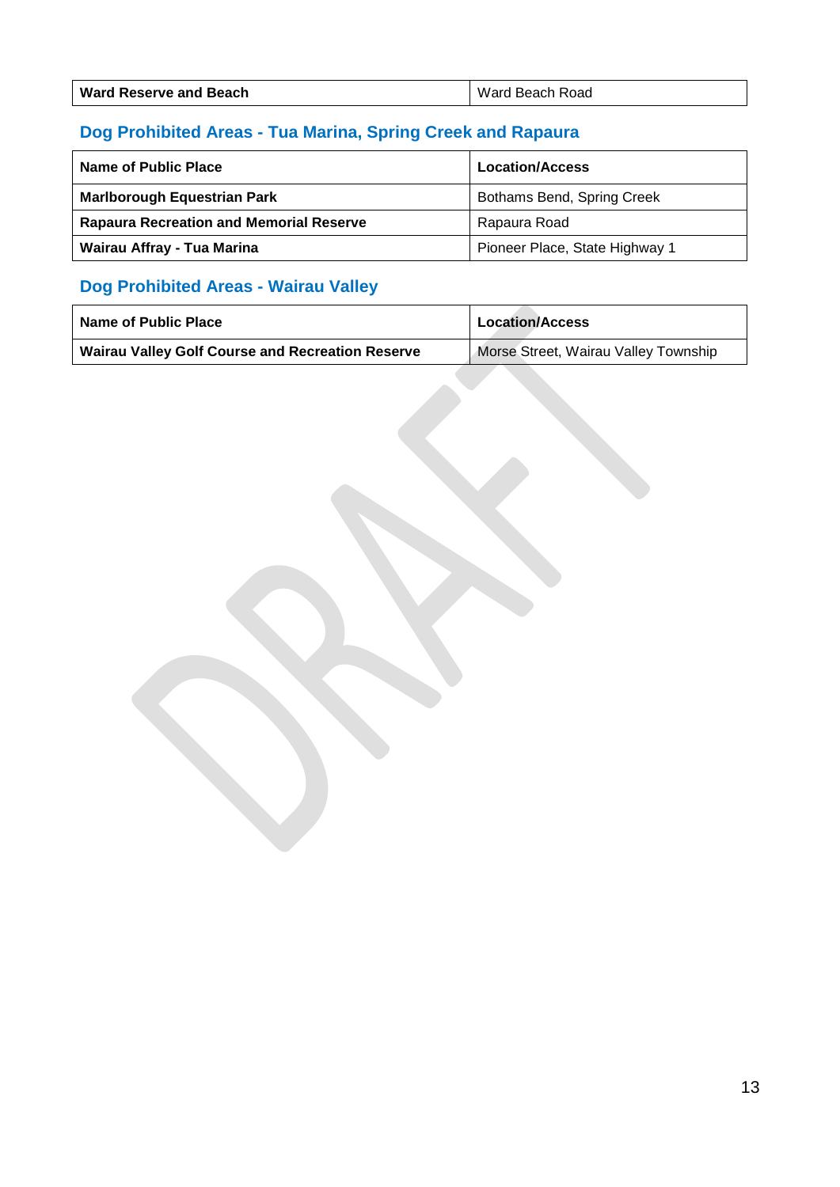| **Ward Reserve and Beach** | Ward Beach Road |
|---|---|

## Dog Prohibited Areas - Tua Marina, Spring Creek and Rapaura

| **Name of Public Place** | **Location/Access** |
|---|---|
| **Marlborough Equestrian Park** | Bothams Bend, Spring Creek |
| **Rapaura Recreation and Memorial Reserve** | Rapaura Road |
| **Wairau Affray - Tua Marina** | Pioneer Place, State Highway 1 |

## Dog Prohibited Areas - Wairau Valley

| **Name of Public Place** | **Location/Access** |
|---|---|
| **Wairau Valley Golf Course and Recreation Reserve** | Morse Street, Wairau Valley Township |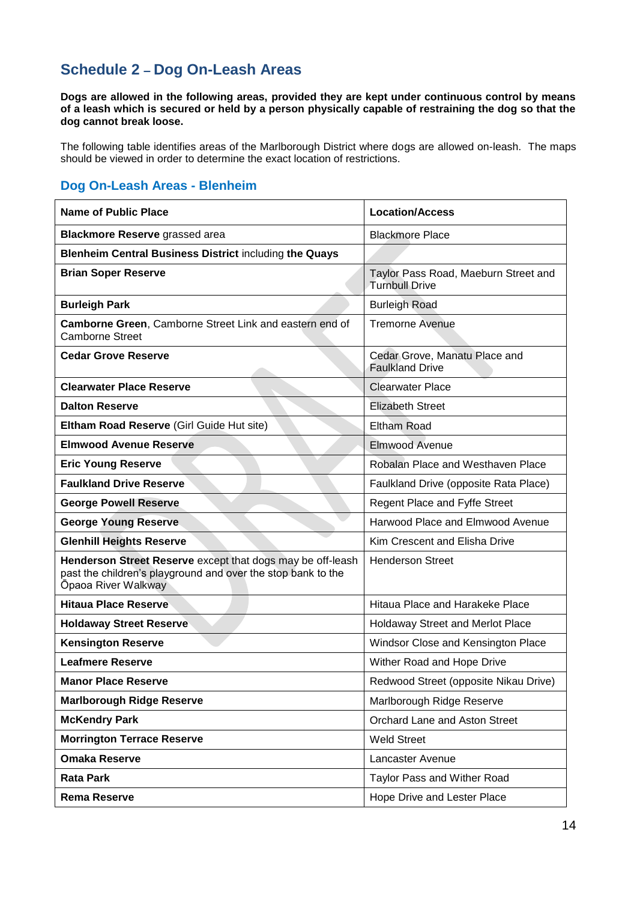## Schedule 2 – Dog On-Leash Areas

**Dogs are allowed in the following areas, provided they are kept under continuous control by means of a leash which is secured or held by a person physically capable of restraining the dog so that the dog cannot break loose.**

The following table identifies areas of the Marlborough District where dogs are allowed on-leash. The maps should be viewed in order to determine the exact location of restrictions.

### Dog On-Leash Areas - Blenheim

| Name of Public Place | Location/Access |
|---|---|
| **Blackmore Reserve** grassed area | Blackmore Place |
| **Blenheim Central Business District** including **the Quays** | |
| **Brian Soper Reserve** | Taylor Pass Road, Maeburn Street and Turnbull Drive |
| **Burleigh Park** | Burleigh Road |
| **Camborne Green**, Camborne Street Link and eastern end of Camborne Street | Tremorne Avenue |
| **Cedar Grove Reserve** | Cedar Grove, Manatu Place and Faulkland Drive |
| **Clearwater Place Reserve** | Clearwater Place |
| **Dalton Reserve** | Elizabeth Street |
| **Eltham Road Reserve** (Girl Guide Hut site) | Eltham Road |
| **Elmwood Avenue Reserve** | Elmwood Avenue |
| **Eric Young Reserve** | Robalan Place and Westhaven Place |
| **Faulkland Drive Reserve** | Faulkland Drive (opposite Rata Place) |
| **George Powell Reserve** | Regent Place and Fyffe Street |
| **George Young Reserve** | Harwood Place and Elmwood Avenue |
| **Glenhill Heights Reserve** | Kim Crescent and Elisha Drive |
| **Henderson Street Reserve** except that dogs may be off-leash past the children's playground and over the stop bank to the Ōpaoa River Walkway | Henderson Street |
| **Hitaua Place Reserve** | Hitaua Place and Harakeke Place |
| **Holdaway Street Reserve** | Holdaway Street and Merlot Place |
| **Kensington Reserve** | Windsor Close and Kensington Place |
| **Leafmere Reserve** | Wither Road and Hope Drive |
| **Manor Place Reserve** | Redwood Street (opposite Nikau Drive) |
| **Marlborough Ridge Reserve** | Marlborough Ridge Reserve |
| **McKendry Park** | Orchard Lane and Aston Street |
| **Morrington Terrace Reserve** | Weld Street |
| **Omaka Reserve** | Lancaster Avenue |
| **Rata Park** | Taylor Pass and Wither Road |
| **Rema Reserve** | Hope Drive and Lester Place |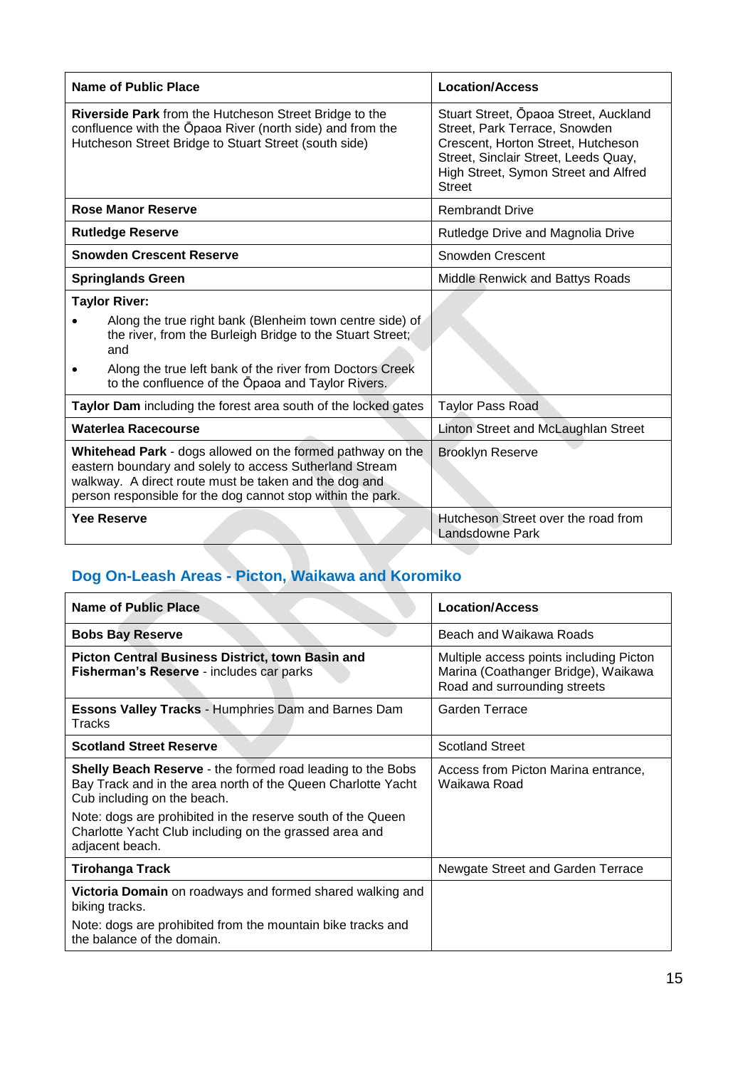| Name of Public Place | Location/Access |
|---|---|
| **Riverside Park** from the Hutcheson Street Bridge to the confluence with the Ōpaoa River (north side) and from the Hutcheson Street Bridge to Stuart Street (south side) | Stuart Street, Ōpaoa Street, Auckland Street, Park Terrace, Snowden Crescent, Horton Street, Hutcheson Street, Sinclair Street, Leeds Quay, High Street, Symon Street and Alfred Street |
| **Rose Manor Reserve** | Rembrandt Drive |
| **Rutledge Reserve** | Rutledge Drive and Magnolia Drive |
| **Snowden Crescent Reserve** | Snowden Crescent |
| **Springlands Green** | Middle Renwick and Battys Roads |
| **Taylor River:** <br>• Along the true right bank (Blenheim town centre side) of the river, from the Burleigh Bridge to the Stuart Street; and <br>• Along the true left bank of the river from Doctors Creek to the confluence of the Ōpaoa and Taylor Rivers. | |
| **Taylor Dam** including the forest area south of the locked gates | Taylor Pass Road |
| **Waterlea Racecourse** | Linton Street and McLaughlan Street |
| **Whitehead Park** - dogs allowed on the formed pathway on the eastern boundary and solely to access Sutherland Stream walkway. A direct route must be taken and the dog and person responsible for the dog cannot stop within the park. | Brooklyn Reserve |
| **Yee Reserve** | Hutcheson Street over the road from Landsdowne Park |

## Dog On-Leash Areas - Picton, Waikawa and Koromiko

| Name of Public Place | Location/Access |
|---|---|
| **Bobs Bay Reserve** | Beach and Waikawa Roads |
| **Picton Central Business District, town Basin and Fisherman's Reserve** - includes car parks | Multiple access points including Picton Marina (Coathanger Bridge), Waikawa Road and surrounding streets |
| **Essons Valley Tracks** - Humphries Dam and Barnes Dam Tracks | Garden Terrace |
| **Scotland Street Reserve** | Scotland Street |
| **Shelly Beach Reserve** - the formed road leading to the Bobs Bay Track and in the area north of the Queen Charlotte Yacht Cub including on the beach. <br>Note: dogs are prohibited in the reserve south of the Queen Charlotte Yacht Club including on the grassed area and adjacent beach. | Access from Picton Marina entrance, Waikawa Road |
| **Tirohanga Track** | Newgate Street and Garden Terrace |
| **Victoria Domain** on roadways and formed shared walking and biking tracks. <br>Note: dogs are prohibited from the mountain bike tracks and the balance of the domain. | |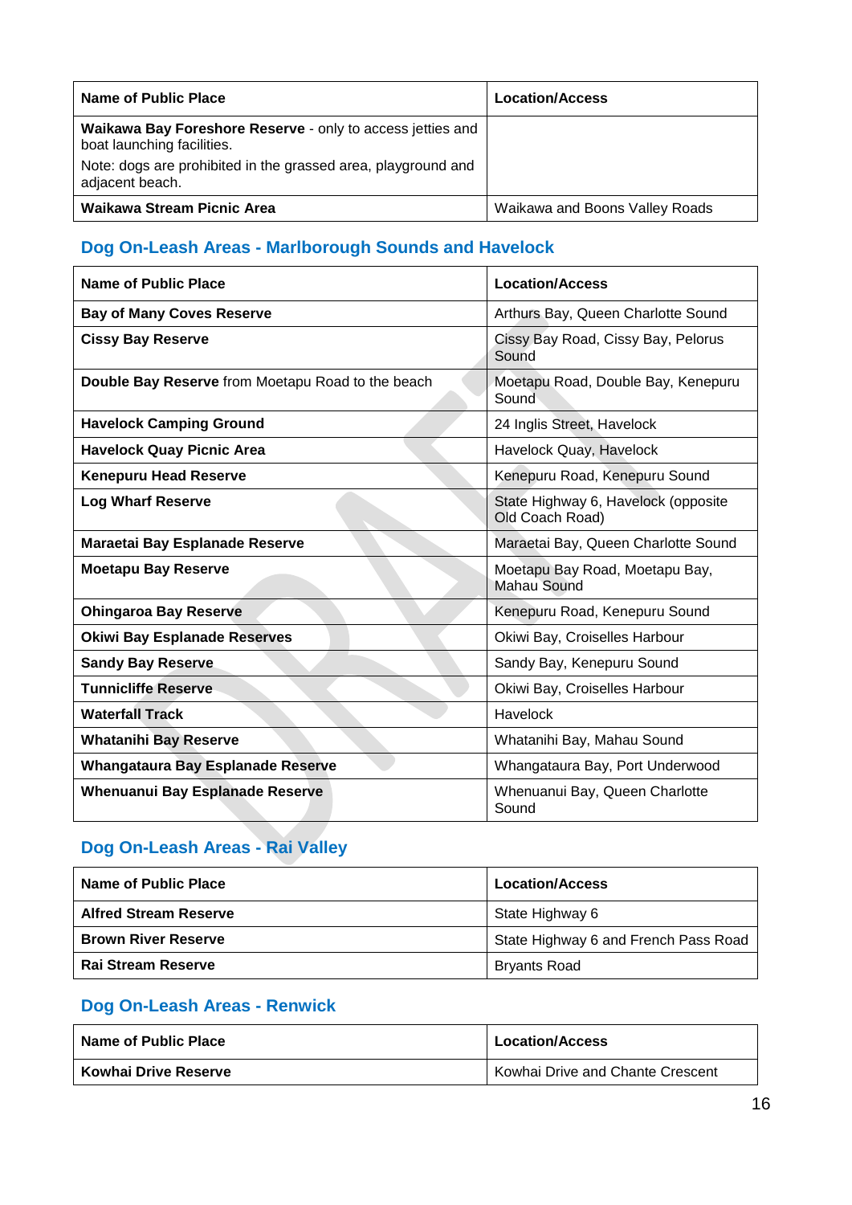| Name of Public Place | Location/Access |
|---|---|
| **Waikawa Bay Foreshore Reserve** - only to access jetties and boat launching facilities. Note: dogs are prohibited in the grassed area, playground and adjacent beach. | |
| **Waikawa Stream Picnic Area** | Waikawa and Boons Valley Roads |

## Dog On-Leash Areas - Marlborough Sounds and Havelock

| Name of Public Place | Location/Access |
|---|---|
| **Bay of Many Coves Reserve** | Arthurs Bay, Queen Charlotte Sound |
| **Cissy Bay Reserve** | Cissy Bay Road, Cissy Bay, Pelorus Sound |
| **Double Bay Reserve** from Moetapu Road to the beach | Moetapu Road, Double Bay, Kenepuru Sound |
| **Havelock Camping Ground** | 24 Inglis Street, Havelock |
| **Havelock Quay Picnic Area** | Havelock Quay, Havelock |
| **Kenepuru Head Reserve** | Kenepuru Road, Kenepuru Sound |
| **Log Wharf Reserve** | State Highway 6, Havelock (opposite Old Coach Road) |
| **Maraetai Bay Esplanade Reserve** | Maraetai Bay, Queen Charlotte Sound |
| **Moetapu Bay Reserve** | Moetapu Bay Road, Moetapu Bay, Mahau Sound |
| **Ohingaroa Bay Reserve** | Kenepuru Road, Kenepuru Sound |
| **Okiwi Bay Esplanade Reserves** | Okiwi Bay, Croiselles Harbour |
| **Sandy Bay Reserve** | Sandy Bay, Kenepuru Sound |
| **Tunnicliffe Reserve** | Okiwi Bay, Croiselles Harbour |
| **Waterfall Track** | Havelock |
| **Whatanihi Bay Reserve** | Whatanihi Bay, Mahau Sound |
| **Whangataura Bay Esplanade Reserve** | Whangataura Bay, Port Underwood |
| **Whenuanui Bay Esplanade Reserve** | Whenuanui Bay, Queen Charlotte Sound |

## Dog On-Leash Areas - Rai Valley

| Name of Public Place | Location/Access |
|---|---|
| **Alfred Stream Reserve** | State Highway 6 |
| **Brown River Reserve** | State Highway 6 and French Pass Road |
| **Rai Stream Reserve** | Bryants Road |

## Dog On-Leash Areas - Renwick

| Name of Public Place | Location/Access |
|---|---|
| **Kowhai Drive Reserve** | Kowhai Drive and Chante Crescent |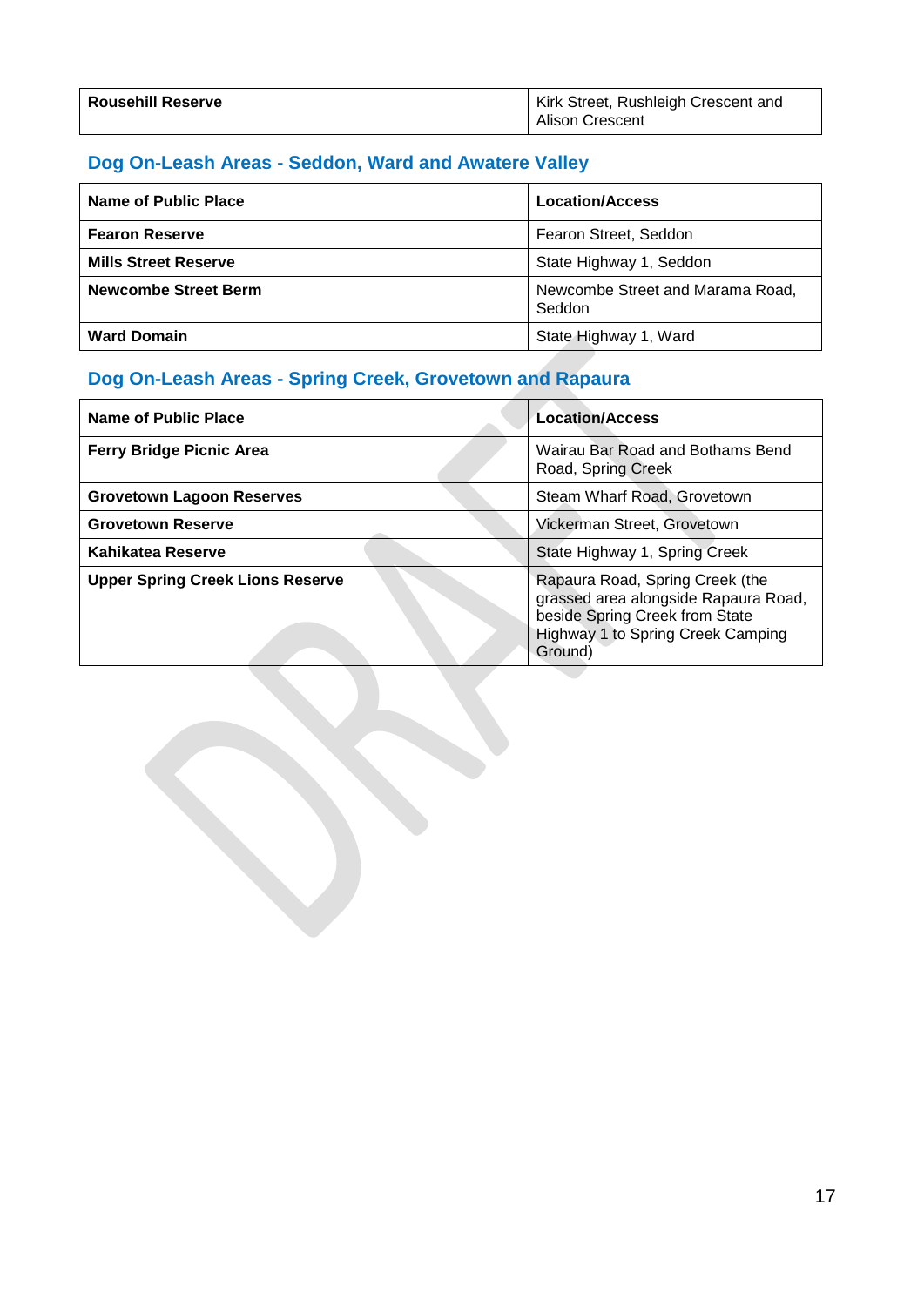| | |
|---|---|
| **Rousehill Reserve** | Kirk Street, Rushleigh Crescent and Alison Crescent |

## Dog On-Leash Areas - Seddon, Ward and Awatere Valley

| Name of Public Place | Location/Access |
|---|---|
| **Fearon Reserve** | Fearon Street, Seddon |
| **Mills Street Reserve** | State Highway 1, Seddon |
| **Newcombe Street Berm** | Newcombe Street and Marama Road, Seddon |
| **Ward Domain** | State Highway 1, Ward |

## Dog On-Leash Areas - Spring Creek, Grovetown and Rapaura

| Name of Public Place | Location/Access |
|---|---|
| **Ferry Bridge Picnic Area** | Wairau Bar Road and Bothams Bend Road, Spring Creek |
| **Grovetown Lagoon Reserves** | Steam Wharf Road, Grovetown |
| **Grovetown Reserve** | Vickerman Street, Grovetown |
| **Kahikatea Reserve** | State Highway 1, Spring Creek |
| **Upper Spring Creek Lions Reserve** | Rapaura Road, Spring Creek (the grassed area alongside Rapaura Road, beside Spring Creek from State Highway 1 to Spring Creek Camping Ground) |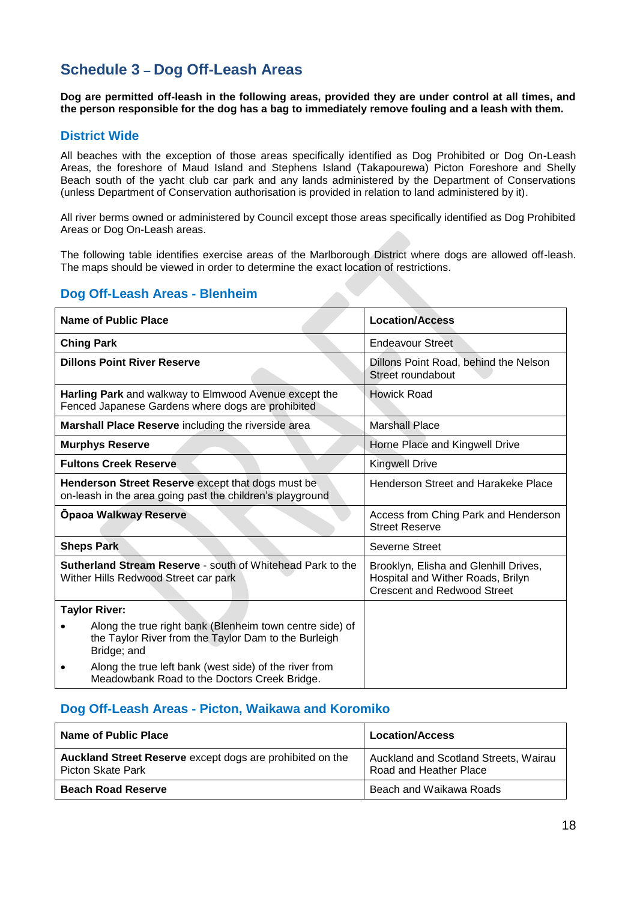## Schedule 3 – Dog Off-Leash Areas

**Dog are permitted off-leash in the following areas, provided they are under control at all times, and the person responsible for the dog has a bag to immediately remove fouling and a leash with them.**

### District Wide

All beaches with the exception of those areas specifically identified as Dog Prohibited or Dog On-Leash Areas, the foreshore of Maud Island and Stephens Island (Takapourewa) Picton Foreshore and Shelly Beach south of the yacht club car park and any lands administered by the Department of Conservations (unless Department of Conservation authorisation is provided in relation to land administered by it).

All river berms owned or administered by Council except those areas specifically identified as Dog Prohibited Areas or Dog On-Leash areas.

The following table identifies exercise areas of the Marlborough District where dogs are allowed off-leash. The maps should be viewed in order to determine the exact location of restrictions.

### Dog Off-Leash Areas - Blenheim

| **Name of Public Place** | **Location/Access** |
|---|---|
| **Ching Park** | Endeavour Street |
| **Dillons Point River Reserve** | Dillons Point Road, behind the Nelson Street roundabout |
| **Harling Park** and walkway to Elmwood Avenue except the Fenced Japanese Gardens where dogs are prohibited | Howick Road |
| **Marshall Place Reserve** including the riverside area | Marshall Place |
| **Murphys Reserve** | Horne Place and Kingwell Drive |
| **Fultons Creek Reserve** | Kingwell Drive |
| **Henderson Street Reserve** except that dogs must be on-leash in the area going past the children's playground | Henderson Street and Harakeke Place |
| **Ōpaoa Walkway Reserve** | Access from Ching Park and Henderson Street Reserve |
| **Sheps Park** | Severne Street |
| **Sutherland Stream Reserve** - south of Whitehead Park to the Wither Hills Redwood Street car park | Brooklyn, Elisha and Glenhill Drives, Hospital and Wither Roads, Brilyn Crescent and Redwood Street |
| **Taylor River:**<br>• Along the true right bank (Blenheim town centre side) of the Taylor River from the Taylor Dam to the Burleigh Bridge; and<br>• Along the true left bank (west side) of the river from Meadowbank Road to the Doctors Creek Bridge. | |

### Dog Off-Leash Areas - Picton, Waikawa and Koromiko

| **Name of Public Place** | **Location/Access** |
|---|---|
| **Auckland Street Reserve** except dogs are prohibited on the Picton Skate Park | Auckland and Scotland Streets, Wairau Road and Heather Place |
| **Beach Road Reserve** | Beach and Waikawa Roads |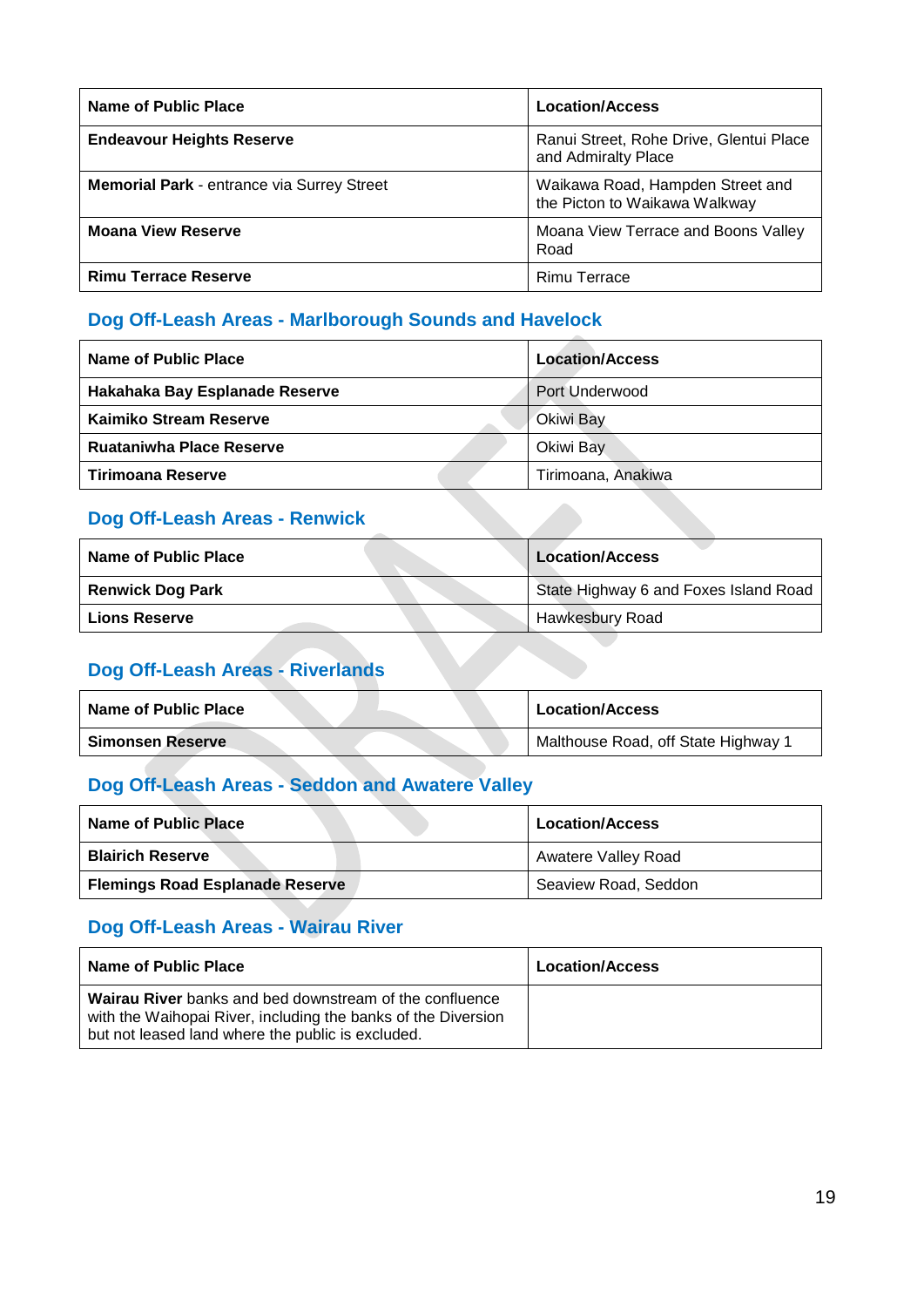| Name of Public Place | Location/Access |
|---|---|
| **Endeavour Heights Reserve** | Ranui Street, Rohe Drive, Glentui Place and Admiralty Place |
| **Memorial Park** - entrance via Surrey Street | Waikawa Road, Hampden Street and the Picton to Waikawa Walkway |
| **Moana View Reserve** | Moana View Terrace and Boons Valley Road |
| **Rimu Terrace Reserve** | Rimu Terrace |

## Dog Off-Leash Areas - Marlborough Sounds and Havelock

| Name of Public Place | Location/Access |
|---|---|
| **Hakahaka Bay Esplanade Reserve** | Port Underwood |
| **Kaimiko Stream Reserve** | Okiwi Bay |
| **Ruataniwha Place Reserve** | Okiwi Bay |
| **Tirimoana Reserve** | Tirimoana, Anakiwa |

## Dog Off-Leash Areas - Renwick

| Name of Public Place | Location/Access |
|---|---|
| **Renwick Dog Park** | State Highway 6 and Foxes Island Road |
| **Lions Reserve** | Hawkesbury Road |

## Dog Off-Leash Areas - Riverlands

| Name of Public Place | Location/Access |
|---|---|
| **Simonsen Reserve** | Malthouse Road, off State Highway 1 |

## Dog Off-Leash Areas - Seddon and Awatere Valley

| Name of Public Place | Location/Access |
|---|---|
| **Blairich Reserve** | Awatere Valley Road |
| **Flemings Road Esplanade Reserve** | Seaview Road, Seddon |

## Dog Off-Leash Areas - Wairau River

| Name of Public Place | Location/Access |
|---|---|
| **Wairau River** banks and bed downstream of the confluence with the Waihopai River, including the banks of the Diversion but not leased land where the public is excluded. | |